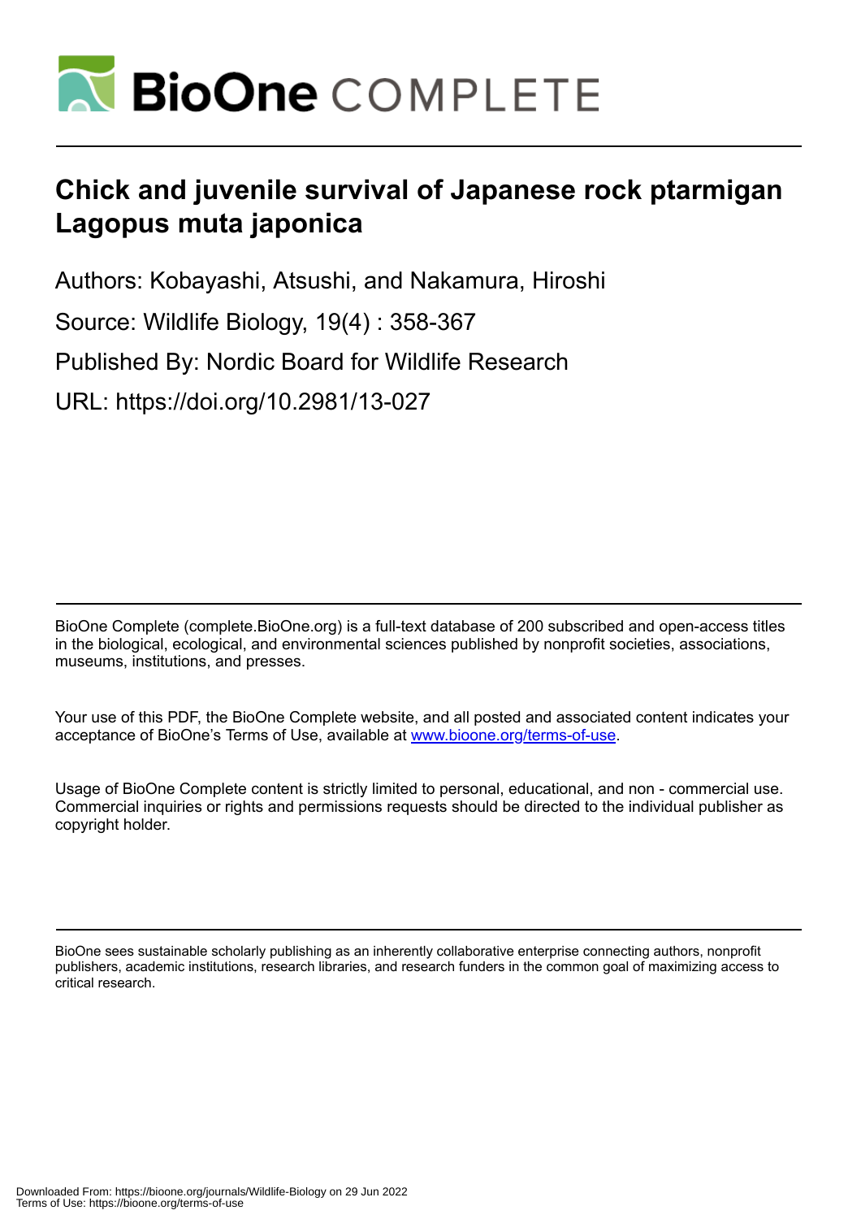# Chick and juvenile survival of Japanese rock ptarmigan *Lagopus muta japonica*

Authors: Kobayashi, Atsushi, and Nakamura, Hiroshi

Source: Wildlife Biology, 19(4) : 358-367

Published By: Nordic Board for Wildlife Research

URL: https://doi.org/10.2981/13-027

BioOne Complete (complete.BioOne.org) is a full-text database of 200 subscribed and open-access titles in the biological, ecological, and environmental sciences published by nonprofit societies, associations, museums, institutions, and presses.

Your use of this PDF, the BioOne Complete website, and all posted and associated content indicates your acceptance of BioOne's Terms of Use, available at www.bioone.org/terms-of-use.

Usage of BioOne Complete content is strictly limited to personal, educational, and non - commercial use. Commercial inquiries or rights and permissions requests should be directed to the individual publisher as copyright holder.

BioOne sees sustainable scholarly publishing as an inherently collaborative enterprise connecting authors, nonprofit publishers, academic institutions, research libraries, and research funders in the common goal of maximizing access to critical research.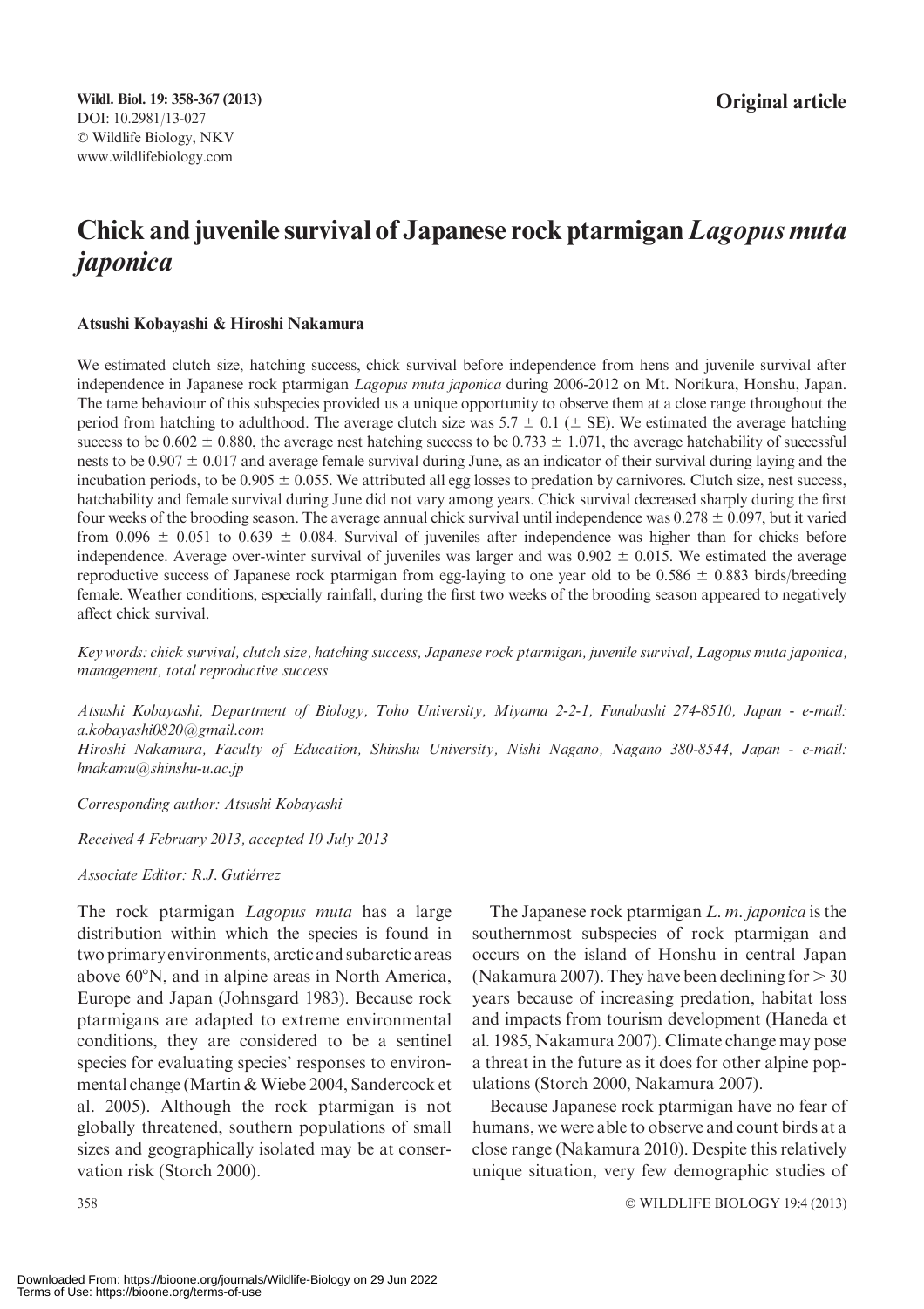Original article

# Chick and juvenile survival of Japanese rock ptarmigan *Lagopus muta japonica*

**Atsushi Kobayashi & Hiroshi Nakamura**

We estimated clutch size, hatching success, chick survival before independence from hens and juvenile survival after independence in Japanese rock ptarmigan *Lagopus muta japonica* during 2006-2012 on Mt. Norikura, Honshu, Japan. The tame behaviour of this subspecies provided us a unique opportunity to observe them at a close range throughout the period from hatching to adulthood. The average clutch size was $5.7 \pm 0.1$ ($\pm$ SE). We estimated the average hatching success to be $0.602 \pm 0.880$, the average nest hatching success to be $0.733 \pm 1.071$, the average hatchability of successful nests to be $0.907 \pm 0.017$ and average female survival during June, as an indicator of their survival during laying and the incubation periods, to be $0.905 \pm 0.055$. We attributed all egg losses to predation by carnivores. Clutch size, nest success, hatchability and female survival during June did not vary among years. Chick survival decreased sharply during the first four weeks of the brooding season. The average annual chick survival until independence was $0.278 \pm 0.097$, but it varied from $0.096 \pm 0.051$ to $0.639 \pm 0.084$. Survival of juveniles after independence was higher than for chicks before independence. Average over-winter survival of juveniles was larger and was $0.902 \pm 0.015$. We estimated the average reproductive success of Japanese rock ptarmigan from egg-laying to one year old to be $0.586 \pm 0.883$ birds/breeding female. Weather conditions, especially rainfall, during the first two weeks of the brooding season appeared to negatively affect chick survival.

*Key words: chick survival, clutch size, hatching success, Japanese rock ptarmigan, juvenile survival, Lagopus muta japonica, management, total reproductive success*

*Atsushi Kobayashi, Department of Biology, Toho University, Miyama 2-2-1, Funabashi 274-8510, Japan - e-mail: a.kobayashi0820@gmail.com*
*Hiroshi Nakamura, Faculty of Education, Shinshu University, Nishi Nagano, Nagano 380-8544, Japan - e-mail: hnakamu@shinshu-u.ac.jp*

*Corresponding author: Atsushi Kobayashi*

*Received 4 February 2013, accepted 10 July 2013*

*Associate Editor: R.J. Gutiérrez*

The rock ptarmigan *Lagopus muta* has a large distribution within which the species is found in two primary environments, arctic and subarctic areas above 60°N, and in alpine areas in North America, Europe and Japan (Johnsgard 1983). Because rock ptarmigans are adapted to extreme environmental conditions, they are considered to be a sentinel species for evaluating species' responses to environmental change (Martin & Wiebe 2004, Sandercock et al. 2005). Although the rock ptarmigan is not globally threatened, southern populations of small sizes and geographically isolated may be at conservation risk (Storch 2000).

The Japanese rock ptarmigan *L. m. japonica* is the southernmost subspecies of rock ptarmigan and occurs on the island of Honshu in central Japan (Nakamura 2007). They have been declining for > 30 years because of increasing predation, habitat loss and impacts from tourism development (Haneda et al. 1985, Nakamura 2007). Climate change may pose a threat in the future as it does for other alpine populations (Storch 2000, Nakamura 2007).

Because Japanese rock ptarmigan have no fear of humans, we were able to observe and count birds at a close range (Nakamura 2010). Despite this relatively unique situation, very few demographic studies of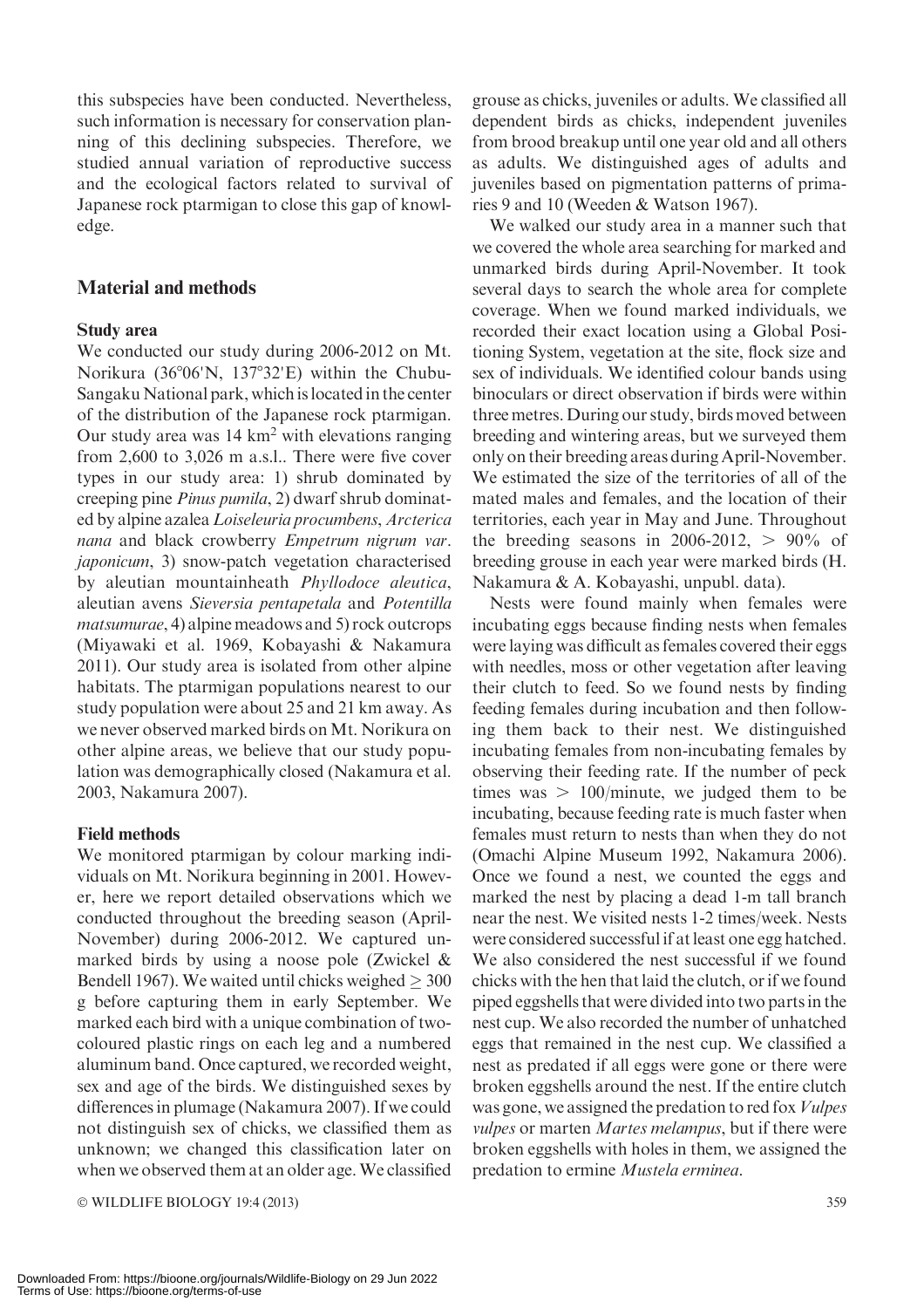this subspecies have been conducted. Nevertheless, such information is necessary for conservation planning of this declining subspecies. Therefore, we studied annual variation of reproductive success and the ecological factors related to survival of Japanese rock ptarmigan to close this gap of knowledge.

## Material and methods

### Study area

We conducted our study during 2006-2012 on Mt. Norikura (36°06'N, 137°32'E) within the Chubu-Sangaku National park, which is located in the center of the distribution of the Japanese rock ptarmigan. Our study area was 14 km$^2$ with elevations ranging from 2,600 to 3,026 m a.s.l.. There were five cover types in our study area: 1) shrub dominated by creeping pine *Pinus pumila*, 2) dwarf shrub dominated by alpine azalea *Loiseleuria procumbens*, *Arcterica nana* and black crowberry *Empetrum nigrum var. japonicum*, 3) snow-patch vegetation characterised by aleutian mountainheath *Phyllodoce aleutica*, aleutian avens *Sieversia pentapetala* and *Potentilla matsumurae*, 4) alpine meadows and 5) rock outcrops (Miyawaki et al. 1969, Kobayashi & Nakamura 2011). Our study area is isolated from other alpine habitats. The ptarmigan populations nearest to our study population were about 25 and 21 km away. As we never observed marked birds on Mt. Norikura on other alpine areas, we believe that our study population was demographically closed (Nakamura et al. 2003, Nakamura 2007).

### Field methods

We monitored ptarmigan by colour marking individuals on Mt. Norikura beginning in 2001. However, here we report detailed observations which we conducted throughout the breeding season (April-November) during 2006-2012. We captured unmarked birds by using a noose pole (Zwickel & Bendell 1967). We waited until chicks weighed $\geq 300$ g before capturing them in early September. We marked each bird with a unique combination of two-coloured plastic rings on each leg and a numbered aluminum band. Once captured, we recorded weight, sex and age of the birds. We distinguished sexes by differences in plumage (Nakamura 2007). If we could not distinguish sex of chicks, we classified them as unknown; we changed this classification later on when we observed them at an older age. We classified grouse as chicks, juveniles or adults. We classified all dependent birds as chicks, independent juveniles from brood breakup until one year old and all others as adults. We distinguished ages of adults and juveniles based on pigmentation patterns of primaries 9 and 10 (Weeden & Watson 1967).

We walked our study area in a manner such that we covered the whole area searching for marked and unmarked birds during April-November. It took several days to search the whole area for complete coverage. When we found marked individuals, we recorded their exact location using a Global Positioning System, vegetation at the site, flock size and sex of individuals. We identified colour bands using binoculars or direct observation if birds were within three metres. During our study, birds moved between breeding and wintering areas, but we surveyed them only on their breeding areas during April-November. We estimated the size of the territories of all of the mated males and females, and the location of their territories, each year in May and June. Throughout the breeding seasons in 2006-2012, $> 90\%$ of breeding grouse in each year were marked birds (H. Nakamura & A. Kobayashi, unpubl. data).

Nests were found mainly when females were incubating eggs because finding nests when females were laying was difficult as females covered their eggs with needles, moss or other vegetation after leaving their clutch to feed. So we found nests by finding feeding females during incubation and then following them back to their nest. We distinguished incubating females from non-incubating females by observing their feeding rate. If the number of peck times was $> 100$/minute, we judged them to be incubating, because feeding rate is much faster when females must return to nests than when they do not (Omachi Alpine Museum 1992, Nakamura 2006). Once we found a nest, we counted the eggs and marked the nest by placing a dead 1-m tall branch near the nest. We visited nests 1-2 times/week. Nests were considered successful if at least one egg hatched. We also considered the nest successful if we found chicks with the hen that laid the clutch, or if we found piped eggshells that were divided into two parts in the nest cup. We also recorded the number of unhatched eggs that remained in the nest cup. We classified a nest as predated if all eggs were gone or there were broken eggshells around the nest. If the entire clutch was gone, we assigned the predation to red fox *Vulpes vulpes* or marten *Martes melampus*, but if there were broken eggshells with holes in them, we assigned the predation to ermine *Mustela erminea*.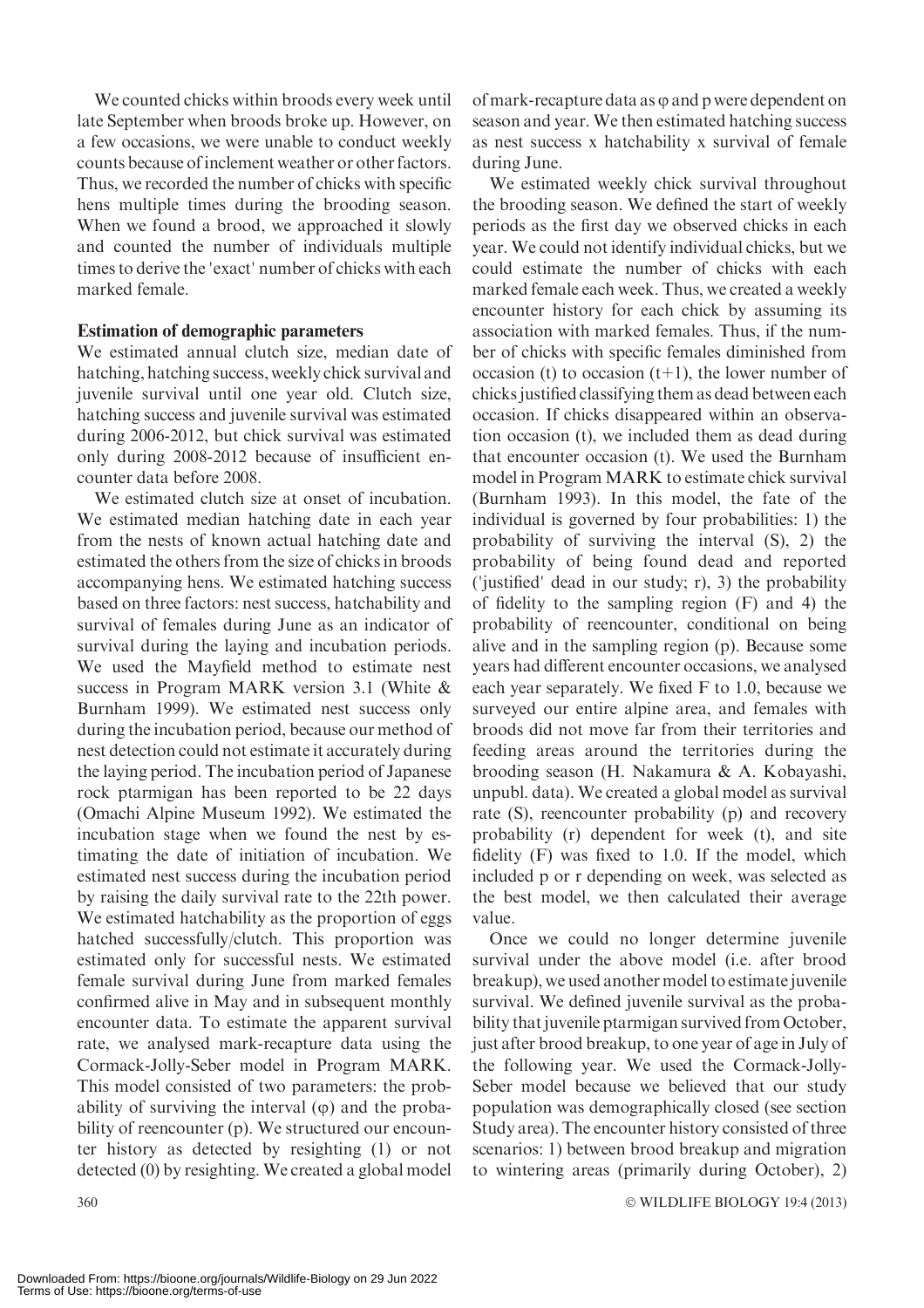We counted chicks within broods every week until late September when broods broke up. However, on a few occasions, we were unable to conduct weekly counts because of inclement weather or other factors. Thus, we recorded the number of chicks with specific hens multiple times during the brooding season. When we found a brood, we approached it slowly and counted the number of individuals multiple times to derive the 'exact' number of chicks with each marked female.

### Estimation of demographic parameters

We estimated annual clutch size, median date of hatching, hatching success, weekly chick survival and juvenile survival until one year old. Clutch size, hatching success and juvenile survival was estimated during 2006-2012, but chick survival was estimated only during 2008-2012 because of insufficient encounter data before 2008.

We estimated clutch size at onset of incubation. We estimated median hatching date in each year from the nests of known actual hatching date and estimated the others from the size of chicks in broods accompanying hens. We estimated hatching success based on three factors: nest success, hatchability and survival of females during June as an indicator of survival during the laying and incubation periods. We used the Mayfield method to estimate nest success in Program MARK version 3.1 (White & Burnham 1999). We estimated nest success only during the incubation period, because our method of nest detection could not estimate it accurately during the laying period. The incubation period of Japanese rock ptarmigan has been reported to be 22 days (Omachi Alpine Museum 1992). We estimated the incubation stage when we found the nest by estimating the date of initiation of incubation. We estimated nest success during the incubation period by raising the daily survival rate to the 22th power. We estimated hatchability as the proportion of eggs hatched successfully/clutch. This proportion was estimated only for successful nests. We estimated female survival during June from marked females confirmed alive in May and in subsequent monthly encounter data. To estimate the apparent survival rate, we analysed mark-recapture data using the Cormack-Jolly-Seber model in Program MARK. This model consisted of two parameters: the probability of surviving the interval ($\varphi$) and the probability of reencounter (p). We structured our encounter history as detected by resighting (1) or not detected (0) by resighting. We created a global model of mark-recapture data as $\varphi$ and p were dependent on season and year. We then estimated hatching success as nest success x hatchability x survival of female during June.

We estimated weekly chick survival throughout the brooding season. We defined the start of weekly periods as the first day we observed chicks in each year. We could not identify individual chicks, but we could estimate the number of chicks with each marked female each week. Thus, we created a weekly encounter history for each chick by assuming its association with marked females. Thus, if the number of chicks with specific females diminished from occasion (t) to occasion (t+1), the lower number of chicks justified classifying them as dead between each occasion. If chicks disappeared within an observation occasion (t), we included them as dead during that encounter occasion (t). We used the Burnham model in Program MARK to estimate chick survival (Burnham 1993). In this model, the fate of the individual is governed by four probabilities: 1) the probability of surviving the interval (S), 2) the probability of being found dead and reported ('justified' dead in our study; r), 3) the probability of fidelity to the sampling region (F) and 4) the probability of reencounter, conditional on being alive and in the sampling region (p). Because some years had different encounter occasions, we analysed each year separately. We fixed F to 1.0, because we surveyed our entire alpine area, and females with broods did not move far from their territories and feeding areas around the territories during the brooding season (H. Nakamura & A. Kobayashi, unpubl. data). We created a global model as survival rate (S), reencounter probability (p) and recovery probability (r) dependent for week (t), and site fidelity (F) was fixed to 1.0. If the model, which included p or r depending on week, was selected as the best model, we then calculated their average value.

Once we could no longer determine juvenile survival under the above model (i.e. after brood breakup), we used another model to estimate juvenile survival. We defined juvenile survival as the probability that juvenile ptarmigan survived from October, just after brood breakup, to one year of age in July of the following year. We used the Cormack-Jolly-Seber model because we believed that our study population was demographically closed (see section Study area). The encounter history consisted of three scenarios: 1) between brood breakup and migration to wintering areas (primarily during October), 2)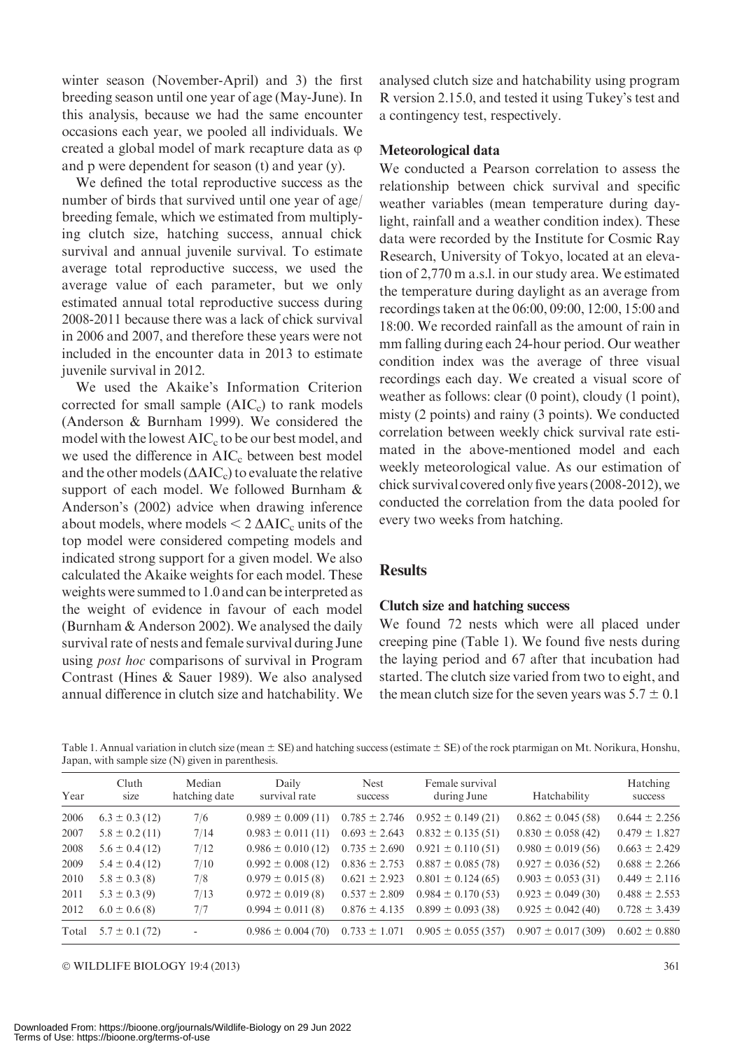winter season (November-April) and 3) the first breeding season until one year of age (May-June). In this analysis, because we had the same encounter occasions each year, we pooled all individuals. We created a global model of mark recapture data as φ and p were dependent for season (t) and year (y).

We defined the total reproductive success as the number of birds that survived until one year of age/breeding female, which we estimated from multiplying clutch size, hatching success, annual chick survival and annual juvenile survival. To estimate average total reproductive success, we used the average value of each parameter, but we only estimated annual total reproductive success during 2008-2011 because there was a lack of chick survival in 2006 and 2007, and therefore these years were not included in the encounter data in 2013 to estimate juvenile survival in 2012.

We used the Akaike's Information Criterion corrected for small sample ($AIC_c$) to rank models (Anderson & Burnham 1999). We considered the model with the lowest $AIC_c$ to be our best model, and we used the difference in $AIC_c$ between best model and the other models ($\Delta AIC_c$) to evaluate the relative support of each model. We followed Burnham & Anderson's (2002) advice when drawing inference about models, where models $< 2\ \Delta AIC_c$ units of the top model were considered competing models and indicated strong support for a given model. We also calculated the Akaike weights for each model. These weights were summed to 1.0 and can be interpreted as the weight of evidence in favour of each model (Burnham & Anderson 2002). We analysed the daily survival rate of nests and female survival during June using *post hoc* comparisons of survival in Program Contrast (Hines & Sauer 1989). We also analysed annual difference in clutch size and hatchability. We analysed clutch size and hatchability using program R version 2.15.0, and tested it using Tukey's test and a contingency test, respectively.

### Meteorological data

We conducted a Pearson correlation to assess the relationship between chick survival and specific weather variables (mean temperature during daylight, rainfall and a weather condition index). These data were recorded by the Institute for Cosmic Ray Research, University of Tokyo, located at an elevation of 2,770 m a.s.l. in our study area. We estimated the temperature during daylight as an average from recordings taken at the 06:00, 09:00, 12:00, 15:00 and 18:00. We recorded rainfall as the amount of rain in mm falling during each 24-hour period. Our weather condition index was the average of three visual recordings each day. We created a visual score of weather as follows: clear (0 point), cloudy (1 point), misty (2 points) and rainy (3 points). We conducted correlation between weekly chick survival rate estimated in the above-mentioned model and each weekly meteorological value. As our estimation of chick survival covered only five years (2008-2012), we conducted the correlation from the data pooled for every two weeks from hatching.

## Results

### Clutch size and hatching success

We found 72 nests which were all placed under creeping pine (Table 1). We found five nests during the laying period and 67 after that incubation had started. The clutch size varied from two to eight, and the mean clutch size for the seven years was 5.7 ± 0.1

Table 1. Annual variation in clutch size (mean ± SE) and hatching success (estimate ± SE) of the rock ptarmigan on Mt. Norikura, Honshu, Japan, with sample size (N) given in parenthesis.

| Year | Cluth size | Median hatching date | Daily survival rate | Nest success | Female survival during June | Hatchability | Hatching success |
|---|---|---|---|---|---|---|---|
| 2006 | 6.3 ± 0.3 (12) | 7/6 | 0.989 ± 0.009 (11) | 0.785 ± 2.746 | 0.952 ± 0.149 (21) | 0.862 ± 0.045 (58) | 0.644 ± 2.256 |
| 2007 | 5.8 ± 0.2 (11) | 7/14 | 0.983 ± 0.011 (11) | 0.693 ± 2.643 | 0.832 ± 0.135 (51) | 0.830 ± 0.058 (42) | 0.479 ± 1.827 |
| 2008 | 5.6 ± 0.4 (12) | 7/12 | 0.986 ± 0.010 (12) | 0.735 ± 2.690 | 0.921 ± 0.110 (51) | 0.980 ± 0.019 (56) | 0.663 ± 2.429 |
| 2009 | 5.4 ± 0.4 (12) | 7/10 | 0.992 ± 0.008 (12) | 0.836 ± 2.753 | 0.887 ± 0.085 (78) | 0.927 ± 0.036 (52) | 0.688 ± 2.266 |
| 2010 | 5.8 ± 0.3 (8) | 7/8 | 0.979 ± 0.015 (8) | 0.621 ± 2.923 | 0.801 ± 0.124 (65) | 0.903 ± 0.053 (31) | 0.449 ± 2.116 |
| 2011 | 5.3 ± 0.3 (9) | 7/13 | 0.972 ± 0.019 (8) | 0.537 ± 2.809 | 0.984 ± 0.170 (53) | 0.923 ± 0.049 (30) | 0.488 ± 2.553 |
| 2012 | 6.0 ± 0.6 (8) | 7/7 | 0.994 ± 0.011 (8) | 0.876 ± 4.135 | 0.899 ± 0.093 (38) | 0.925 ± 0.042 (40) | 0.728 ± 3.439 |
| Total | 5.7 ± 0.1 (72) | - | 0.986 ± 0.004 (70) | 0.733 ± 1.071 | 0.905 ± 0.055 (357) | 0.907 ± 0.017 (309) | 0.602 ± 0.880 |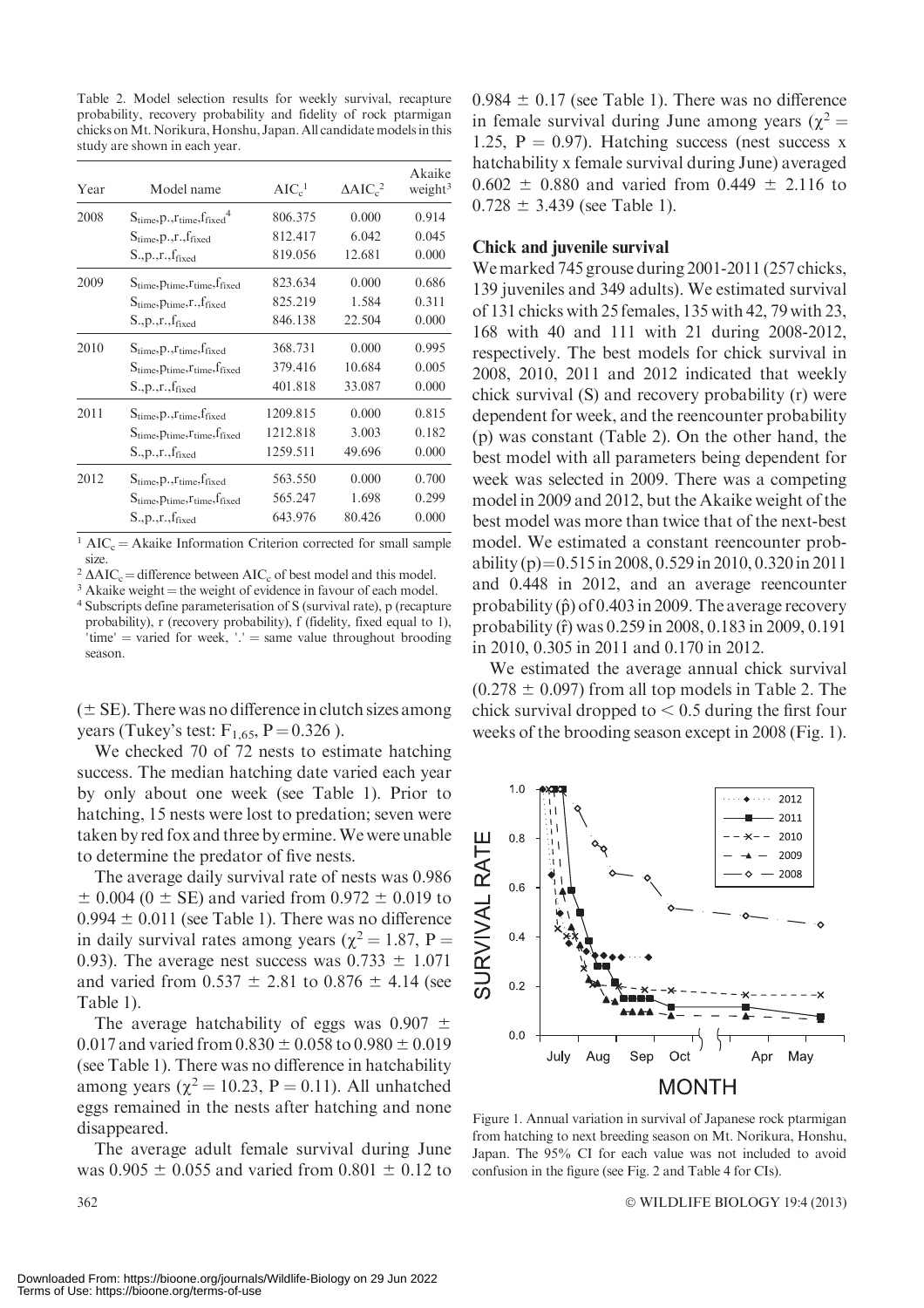Table 2. Model selection results for weekly survival, recapture probability, recovery probability and fidelity of rock ptarmigan chicks on Mt. Norikura, Honshu, Japan. All candidate models in this study are shown in each year.

| Year | Model name | $AIC_c$[1] | $\Delta AIC_c$[2] | Akaike weight[3] |
|---|---|---|---|---|
| 2008 | $S_{time}$,p.,$r_{time}$,$f_{fixed}$[4] | 806.375 | 0.000 | 0.914 |
| | $S_{time}$,p.,r.,$f_{fixed}$ | 812.417 | 6.042 | 0.045 |
| | S.,p.,r.,$f_{fixed}$ | 819.056 | 12.681 | 0.000 |
| 2009 | $S_{time}$,$p_{time}$,$r_{time}$,$f_{fixed}$ | 823.634 | 0.000 | 0.686 |
| | $S_{time}$,$p_{time}$,r.,$f_{fixed}$ | 825.219 | 1.584 | 0.311 |
| | S.,p.,r.,$f_{fixed}$ | 846.138 | 22.504 | 0.000 |
| 2010 | $S_{time}$,p.,$r_{time}$,$f_{fixed}$ | 368.731 | 0.000 | 0.995 |
| | $S_{time}$,$p_{time}$,$r_{time}$,$f_{fixed}$ | 379.416 | 10.684 | 0.005 |
| | S.,p.,r.,$f_{fixed}$ | 401.818 | 33.087 | 0.000 |
| 2011 | $S_{time}$,p.,$r_{time}$,$f_{fixed}$ | 1209.815 | 0.000 | 0.815 |
| | $S_{time}$,$p_{time}$,$r_{time}$,$f_{fixed}$ | 1212.818 | 3.003 | 0.182 |
| | S.,p.,r.,$f_{fixed}$ | 1259.511 | 49.696 | 0.000 |
| 2012 | $S_{time}$,p.,$r_{time}$,$f_{fixed}$ | 563.550 | 0.000 | 0.700 |
| | $S_{time}$,$p_{time}$,$r_{time}$,$f_{fixed}$ | 565.247 | 1.698 | 0.299 |
| | S.,p.,r.,$f_{fixed}$ | 643.976 | 80.426 | 0.000 |

[1] $AIC_c$ = Akaike Information Criterion corrected for small sample size.
[2] $\Delta AIC_c$ = difference between $AIC_c$ of best model and this model.
[3] Akaike weight = the weight of evidence in favour of each model.
[4] Subscripts define parameterisation of S (survival rate), p (recapture probability), r (recovery probability), f (fidelity, fixed equal to 1), 'time' = varied for week, '.' = same value throughout brooding season.

(± SE). There was no difference in clutch sizes among years (Tukey's test: $F_{1,65}$, P = 0.326 ).

We checked 70 of 72 nests to estimate hatching success. The median hatching date varied each year by only about one week (see Table 1). Prior to hatching, 15 nests were lost to predation; seven were taken by red fox and three by ermine. We were unable to determine the predator of five nests.

The average daily survival rate of nests was 0.986 ± 0.004 (0 ± SE) and varied from 0.972 ± 0.019 to 0.994 ± 0.011 (see Table 1). There was no difference in daily survival rates among years ($\chi^2$ = 1.87, P = 0.93). The average nest success was 0.733 ± 1.071 and varied from 0.537 ± 2.81 to 0.876 ± 4.14 (see Table 1).

The average hatchability of eggs was 0.907 ± 0.017 and varied from 0.830 ± 0.058 to 0.980 ± 0.019 (see Table 1). There was no difference in hatchability among years ($\chi^2$ = 10.23, P = 0.11). All unhatched eggs remained in the nests after hatching and none disappeared.

The average adult female survival during June was 0.905 ± 0.055 and varied from 0.801 ± 0.12 to 0.984 ± 0.17 (see Table 1). There was no difference in female survival during June among years ($\chi^2$ = 1.25, P = 0.97). Hatching success (nest success x hatchability x female survival during June) averaged 0.602 ± 0.880 and varied from 0.449 ± 2.116 to 0.728 ± 3.439 (see Table 1).

## Chick and juvenile survival

We marked 745 grouse during 2001-2011 (257 chicks, 139 juveniles and 349 adults). We estimated survival of 131 chicks with 25 females, 135 with 42, 79 with 23, 168 with 40 and 111 with 21 during 2008-2012, respectively. The best models for chick survival in 2008, 2010, 2011 and 2012 indicated that weekly chick survival (S) and recovery probability (r) were dependent for week, and the reencounter probability (p) was constant (Table 2). On the other hand, the best model with all parameters being dependent for week was selected in 2009. There was a competing model in 2009 and 2012, but the Akaike weight of the best model was more than twice that of the next-best model. We estimated a constant reencounter probability (p) = 0.515 in 2008, 0.529 in 2010, 0.320 in 2011 and 0.448 in 2012, and an average reencounter probability ($\hat{p}$) of 0.403 in 2009. The average recovery probability ($\hat{r}$) was 0.259 in 2008, 0.183 in 2009, 0.191 in 2010, 0.305 in 2011 and 0.170 in 2012.

We estimated the average annual chick survival (0.278 ± 0.097) from all top models in Table 2. The chick survival dropped to < 0.5 during the first four weeks of the brooding season except in 2008 (Fig. 1).

Figure 1. Annual variation in survival of Japanese rock ptarmigan from hatching to next breeding season on Mt. Norikura, Honshu, Japan. The 95% CI for each value was not included to avoid confusion in the figure (see Fig. 2 and Table 4 for CIs).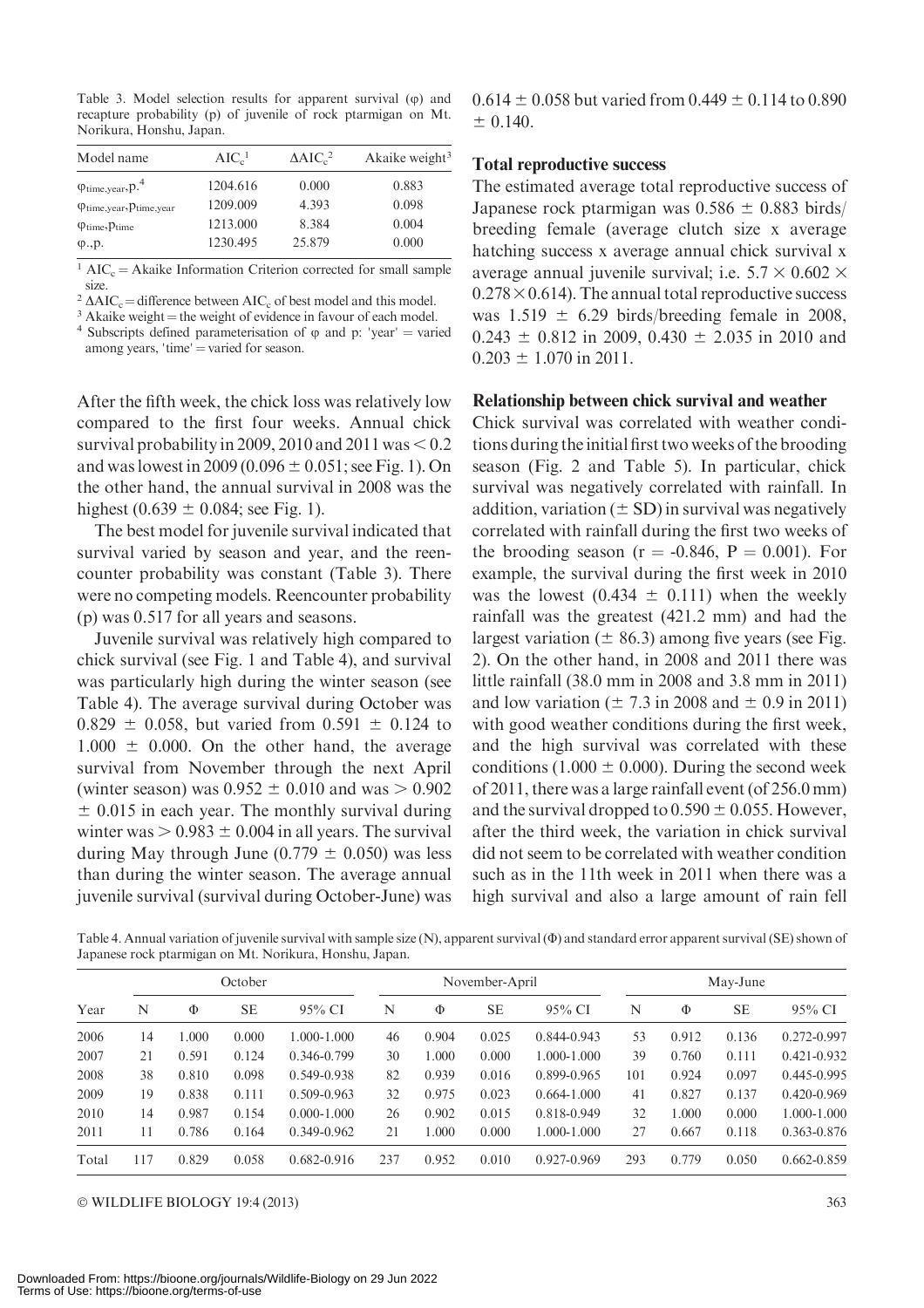Table 3. Model selection results for apparent survival (φ) and recapture probability (p) of juvenile of rock ptarmigan on Mt. Norikura, Honshu, Japan.

| Model name | $AIC_c$[1] | $\Delta AIC_c$[2] | Akaike weight[3] |
|---|---|---|---|
| $\varphi_{time,year}, p.$[4] | 1204.616 | 0.000 | 0.883 |
| $\varphi_{time,year}, p_{time,year}$ | 1209.009 | 4.393 | 0.098 |
| $\varphi_{time}, p_{time}$ | 1213.000 | 8.384 | 0.004 |
| $\varphi., p.$ | 1230.495 | 25.879 | 0.000 |

[1] $AIC_c$ = Akaike Information Criterion corrected for small sample size.
[2] $\Delta AIC_c$ = difference between $AIC_c$ of best model and this model.
[3] Akaike weight = the weight of evidence in favour of each model.
[4] Subscripts defined parameterisation of φ and p: 'year' = varied among years, 'time' = varied for season.

After the fifth week, the chick loss was relatively low compared to the first four weeks. Annual chick survival probability in 2009, 2010 and 2011 was < 0.2 and was lowest in 2009 (0.096 ± 0.051; see Fig. 1). On the other hand, the annual survival in 2008 was the highest (0.639 ± 0.084; see Fig. 1).

The best model for juvenile survival indicated that survival varied by season and year, and the reencounter probability was constant (Table 3). There were no competing models. Reencounter probability (p) was 0.517 for all years and seasons.

Juvenile survival was relatively high compared to chick survival (see Fig. 1 and Table 4), and survival was particularly high during the winter season (see Table 4). The average survival during October was 0.829 ± 0.058, but varied from 0.591 ± 0.124 to 1.000 ± 0.000. On the other hand, the average survival from November through the next April (winter season) was 0.952 ± 0.010 and was > 0.902 ± 0.015 in each year. The monthly survival during winter was > 0.983 ± 0.004 in all years. The survival during May through June (0.779 ± 0.050) was less than during the winter season. The average annual juvenile survival (survival during October-June) was 0.614 ± 0.058 but varied from 0.449 ± 0.114 to 0.890 ± 0.140.

### Total reproductive success

The estimated average total reproductive success of Japanese rock ptarmigan was 0.586 ± 0.883 birds/breeding female (average clutch size x average hatching success x average annual chick survival x average annual juvenile survival; i.e. $5.7 \times 0.602 \times 0.278 \times 0.614$). The annual total reproductive success was 1.519 ± 6.29 birds/breeding female in 2008, 0.243 ± 0.812 in 2009, 0.430 ± 2.035 in 2010 and 0.203 ± 1.070 in 2011.

### Relationship between chick survival and weather

Chick survival was correlated with weather conditions during the initial first two weeks of the brooding season (Fig. 2 and Table 5). In particular, chick survival was negatively correlated with rainfall. In addition, variation (± SD) in survival was negatively correlated with rainfall during the first two weeks of the brooding season ($r = -0.846$, $P = 0.001$). For example, the survival during the first week in 2010 was the lowest (0.434 ± 0.111) when the weekly rainfall was the greatest (421.2 mm) and had the largest variation (± 86.3) among five years (see Fig. 2). On the other hand, in 2008 and 2011 there was little rainfall (38.0 mm in 2008 and 3.8 mm in 2011) and low variation (± 7.3 in 2008 and ± 0.9 in 2011) with good weather conditions during the first week, and the high survival was correlated with these conditions (1.000 ± 0.000). During the second week of 2011, there was a large rainfall event (of 256.0 mm) and the survival dropped to 0.590 ± 0.055. However, after the third week, the variation in chick survival did not seem to be correlated with weather condition such as in the 11th week in 2011 when there was a high survival and also a large amount of rain fell

Table 4. Annual variation of juvenile survival with sample size (N), apparent survival (Φ) and standard error apparent survival (SE) shown of Japanese rock ptarmigan on Mt. Norikura, Honshu, Japan.

| Year | October | | | | November-April | | | | May-June | | | |
|---|---|---|---|---|---|---|---|---|---|---|---|---|
| | N | Φ | SE | 95% CI | N | Φ | SE | 95% CI | N | Φ | SE | 95% CI |
| 2006 | 14 | 1.000 | 0.000 | 1.000-1.000 | 46 | 0.904 | 0.025 | 0.844-0.943 | 53 | 0.912 | 0.136 | 0.272-0.997 |
| 2007 | 21 | 0.591 | 0.124 | 0.346-0.799 | 30 | 1.000 | 0.000 | 1.000-1.000 | 39 | 0.760 | 0.111 | 0.421-0.932 |
| 2008 | 38 | 0.810 | 0.098 | 0.549-0.938 | 82 | 0.939 | 0.016 | 0.899-0.965 | 101 | 0.924 | 0.097 | 0.445-0.995 |
| 2009 | 19 | 0.838 | 0.111 | 0.509-0.963 | 32 | 0.975 | 0.023 | 0.664-1.000 | 41 | 0.827 | 0.137 | 0.420-0.969 |
| 2010 | 14 | 0.987 | 0.154 | 0.000-1.000 | 26 | 0.902 | 0.015 | 0.818-0.949 | 32 | 1.000 | 0.000 | 1.000-1.000 |
| 2011 | 11 | 0.786 | 0.164 | 0.349-0.962 | 21 | 1.000 | 0.000 | 1.000-1.000 | 27 | 0.667 | 0.118 | 0.363-0.876 |
| Total | 117 | 0.829 | 0.058 | 0.682-0.916 | 237 | 0.952 | 0.010 | 0.927-0.969 | 293 | 0.779 | 0.050 | 0.662-0.859 |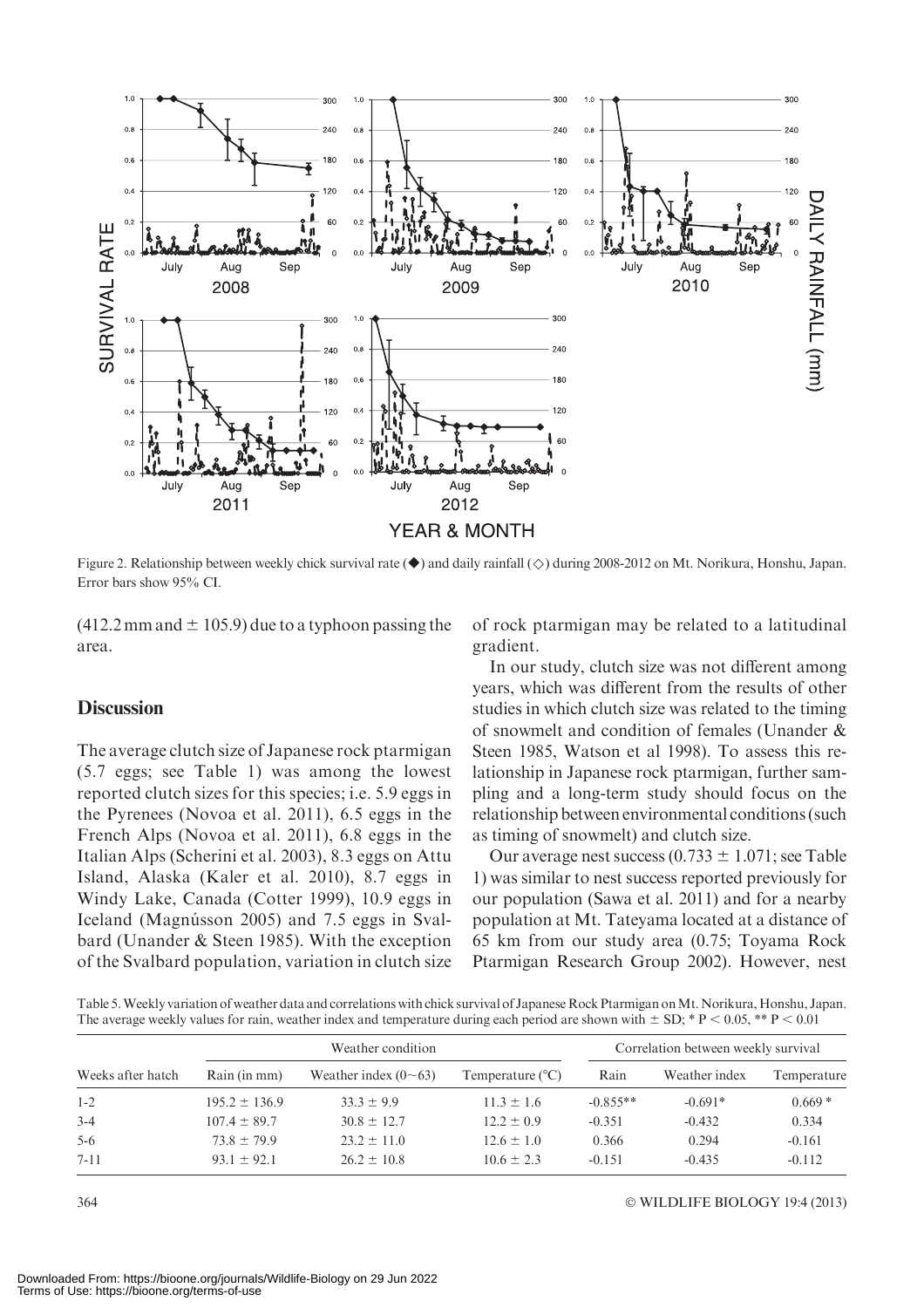Figure 2. Relationship between weekly chick survival rate (◆) and daily rainfall (◇) during 2008-2012 on Mt. Norikura, Honshu, Japan. Error bars show 95% CI.

(412.2 mm and ± 105.9) due to a typhoon passing the area.

## Discussion

The average clutch size of Japanese rock ptarmigan (5.7 eggs; see Table 1) was among the lowest reported clutch sizes for this species; i.e. 5.9 eggs in the Pyrenees (Novoa et al. 2011), 6.5 eggs in the French Alps (Novoa et al. 2011), 6.8 eggs in the Italian Alps (Scherini et al. 2003), 8.3 eggs on Attu Island, Alaska (Kaler et al. 2010), 8.7 eggs in Windy Lake, Canada (Cotter 1999), 10.9 eggs in Iceland (Magnússon 2005) and 7.5 eggs in Svalbard (Unander & Steen 1985). With the exception of the Svalbard population, variation in clutch size of rock ptarmigan may be related to a latitudinal gradient.

In our study, clutch size was not different among years, which was different from the results of other studies in which clutch size was related to the timing of snowmelt and condition of females (Unander & Steen 1985, Watson et al 1998). To assess this relationship in Japanese rock ptarmigan, further sampling and a long-term study should focus on the relationship between environmental conditions (such as timing of snowmelt) and clutch size.

Our average nest success (0.733 ± 1.071; see Table 1) was similar to nest success reported previously for our population (Sawa et al. 2011) and for a nearby population at Mt. Tateyama located at a distance of 65 km from our study area (0.75; Toyama Rock Ptarmigan Research Group 2002). However, nest

Table 5. Weekly variation of weather data and correlations with chick survival of Japanese Rock Ptarmigan on Mt. Norikura, Honshu, Japan. The average weekly values for rain, weather index and temperature during each period are shown with ± SD; * $P < 0.05$, ** $P < 0.01$

| | Weather condition | | | Correlation between weekly survival | | |
|---|---|---|---|---|---|---|
| Weeks after hatch | Rain (in mm) | Weather index (0~63) | Temperature (°C) | Rain | Weather index | Temperature |
| 1-2 | 195.2 ± 136.9 | 33.3 ± 9.9 | 11.3 ± 1.6 | -0.855** | -0.691* | 0.669 * |
| 3-4 | 107.4 ± 89.7 | 30.8 ± 12.7 | 12.2 ± 0.9 | -0.351 | -0.432 | 0.334 |
| 5-6 | 73.8 ± 79.9 | 23.2 ± 11.0 | 12.6 ± 1.0 | 0.366 | 0.294 | -0.161 |
| 7-11 | 93.1 ± 92.1 | 26.2 ± 10.8 | 10.6 ± 2.3 | -0.151 | -0.435 | -0.112 |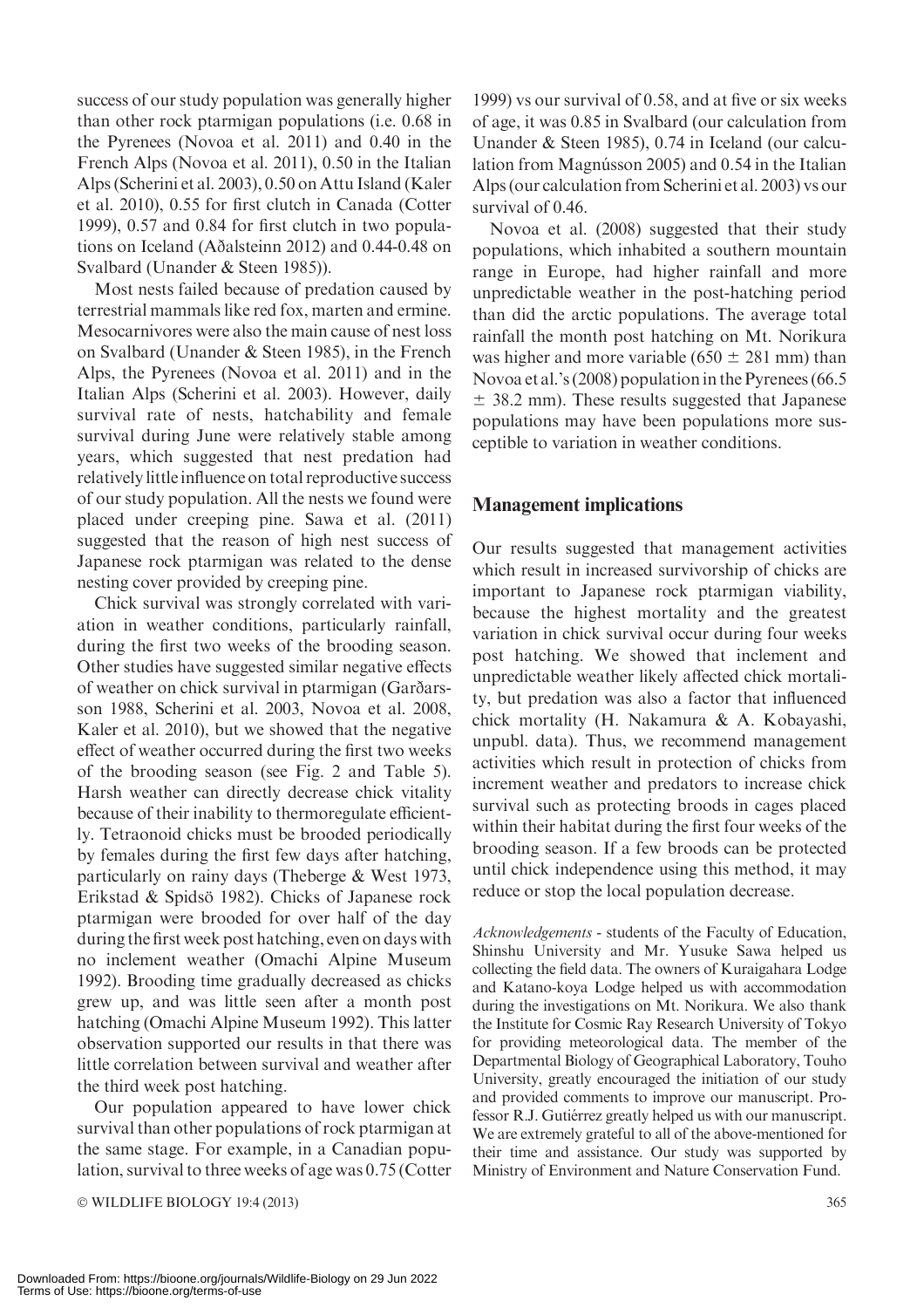success of our study population was generally higher than other rock ptarmigan populations (i.e. 0.68 in the Pyrenees (Novoa et al. 2011) and 0.40 in the French Alps (Novoa et al. 2011), 0.50 in the Italian Alps (Scherini et al. 2003), 0.50 on Attu Island (Kaler et al. 2010), 0.55 for first clutch in Canada (Cotter 1999), 0.57 and 0.84 for first clutch in two populations on Iceland (Aðalsteinn 2012) and 0.44-0.48 on Svalbard (Unander & Steen 1985)).

Most nests failed because of predation caused by terrestrial mammals like red fox, marten and ermine. Mesocarnivores were also the main cause of nest loss on Svalbard (Unander & Steen 1985), in the French Alps, the Pyrenees (Novoa et al. 2011) and in the Italian Alps (Scherini et al. 2003). However, daily survival rate of nests, hatchability and female survival during June were relatively stable among years, which suggested that nest predation had relatively little influence on total reproductive success of our study population. All the nests we found were placed under creeping pine. Sawa et al. (2011) suggested that the reason of high nest success of Japanese rock ptarmigan was related to the dense nesting cover provided by creeping pine.

Chick survival was strongly correlated with variation in weather conditions, particularly rainfall, during the first two weeks of the brooding season. Other studies have suggested similar negative effects of weather on chick survival in ptarmigan (Garðarsson 1988, Scherini et al. 2003, Novoa et al. 2008, Kaler et al. 2010), but we showed that the negative effect of weather occurred during the first two weeks of the brooding season (see Fig. 2 and Table 5). Harsh weather can directly decrease chick vitality because of their inability to thermoregulate efficiently. Tetraonoid chicks must be brooded periodically by females during the first few days after hatching, particularly on rainy days (Theberge & West 1973, Erikstad & Spidsö 1982). Chicks of Japanese rock ptarmigan were brooded for over half of the day during the first week post hatching, even on days with no inclement weather (Omachi Alpine Museum 1992). Brooding time gradually decreased as chicks grew up, and was little seen after a month post hatching (Omachi Alpine Museum 1992). This latter observation supported our results in that there was little correlation between survival and weather after the third week post hatching.

Our population appeared to have lower chick survival than other populations of rock ptarmigan at the same stage. For example, in a Canadian population, survival to three weeks of age was 0.75 (Cotter 1999) vs our survival of 0.58, and at five or six weeks of age, it was 0.85 in Svalbard (our calculation from Unander & Steen 1985), 0.74 in Iceland (our calculation from Magnússon 2005) and 0.54 in the Italian Alps (our calculation from Scherini et al. 2003) vs our survival of 0.46.

Novoa et al. (2008) suggested that their study populations, which inhabited a southern mountain range in Europe, had higher rainfall and more unpredictable weather in the post-hatching period than did the arctic populations. The average total rainfall the month post hatching on Mt. Norikura was higher and more variable (650 ± 281 mm) than Novoa et al.'s (2008) population in the Pyrenees (66.5 ± 38.2 mm). These results suggested that Japanese populations may have been populations more susceptible to variation in weather conditions.

## Management implications

Our results suggested that management activities which result in increased survivorship of chicks are important to Japanese rock ptarmigan viability, because the highest mortality and the greatest variation in chick survival occur during four weeks post hatching. We showed that inclement and unpredictable weather likely affected chick mortality, but predation was also a factor that influenced chick mortality (H. Nakamura & A. Kobayashi, unpubl. data). Thus, we recommend management activities which result in protection of chicks from increment weather and predators to increase chick survival such as protecting broods in cages placed within their habitat during the first four weeks of the brooding season. If a few broods can be protected until chick independence using this method, it may reduce or stop the local population decrease.

*Acknowledgements* - students of the Faculty of Education, Shinshu University and Mr. Yusuke Sawa helped us collecting the field data. The owners of Kuraigahara Lodge and Katano-koya Lodge helped us with accommodation during the investigations on Mt. Norikura. We also thank the Institute for Cosmic Ray Research University of Tokyo for providing meteorological data. The member of the Departmental Biology of Geographical Laboratory, Touho University, greatly encouraged the initiation of our study and provided comments to improve our manuscript. Professor R.J. Gutiérrez greatly helped us with our manuscript. We are extremely grateful to all of the above-mentioned for their time and assistance. Our study was supported by Ministry of Environment and Nature Conservation Fund.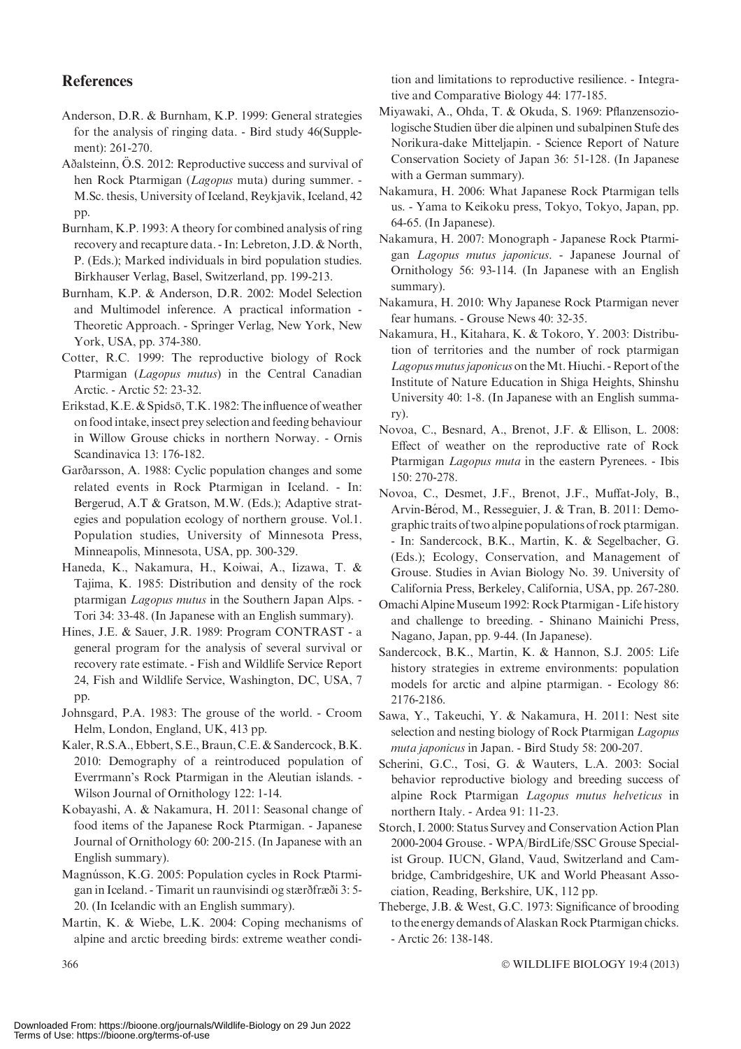## References

Anderson, D.R. & Burnham, K.P. 1999: General strategies for the analysis of ringing data. - Bird study 46(Supplement): 261-270.

Aðalsteinn, Ö.S. 2012: Reproductive success and survival of hen Rock Ptarmigan (*Lagopus* muta) during summer. - M.Sc. thesis, University of Iceland, Reykjavik, Iceland, 42 pp.

Burnham, K.P. 1993: A theory for combined analysis of ring recovery and recapture data. - In: Lebreton, J.D. & North, P. (Eds.); Marked individuals in bird population studies. Birkhauser Verlag, Basel, Switzerland, pp. 199-213.

Burnham, K.P. & Anderson, D.R. 2002: Model Selection and Multimodel inference. A practical information - Theoretic Approach. - Springer Verlag, New York, New York, USA, pp. 374-380.

Cotter, R.C. 1999: The reproductive biology of Rock Ptarmigan (*Lagopus mutus*) in the Central Canadian Arctic. - Arctic 52: 23-32.

Erikstad, K.E. & Spidsö, T.K. 1982: The influence of weather on food intake, insect prey selection and feeding behaviour in Willow Grouse chicks in northern Norway. - Ornis Scandinavica 13: 176-182.

Garðarsson, A. 1988: Cyclic population changes and some related events in Rock Ptarmigan in Iceland. - In: Bergerud, A.T & Gratson, M.W. (Eds.); Adaptive strategies and population ecology of northern grouse. Vol.1. Population studies, University of Minnesota Press, Minneapolis, Minnesota, USA, pp. 300-329.

Haneda, K., Nakamura, H., Koiwai, A., Iizawa, T. & Tajima, K. 1985: Distribution and density of the rock ptarmigan *Lagopus mutus* in the Southern Japan Alps. - Tori 34: 33-48. (In Japanese with an English summary).

Hines, J.E. & Sauer, J.R. 1989: Program CONTRAST - a general program for the analysis of several survival or recovery rate estimate. - Fish and Wildlife Service Report 24, Fish and Wildlife Service, Washington, DC, USA, 7 pp.

Johnsgard, P.A. 1983: The grouse of the world. - Croom Helm, London, England, UK, 413 pp.

Kaler, R.S.A., Ebbert, S.E., Braun, C.E. & Sandercock, B.K. 2010: Demography of a reintroduced population of Everrmann's Rock Ptarmigan in the Aleutian islands. - Wilson Journal of Ornithology 122: 1-14.

Kobayashi, A. & Nakamura, H. 2011: Seasonal change of food items of the Japanese Rock Ptarmigan. - Japanese Journal of Ornithology 60: 200-215. (In Japanese with an English summary).

Magnússon, K.G. 2005: Population cycles in Rock Ptarmigan in Iceland. - Timarit un raunvisindi og stærðfræði 3: 5-20. (In Icelandic with an English summary).

Martin, K. & Wiebe, L.K. 2004: Coping mechanisms of alpine and arctic breeding birds: extreme weather condition and limitations to reproductive resilience. - Integrative and Comparative Biology 44: 177-185.

Miyawaki, A., Ohda, T. & Okuda, S. 1969: Pflanzensoziologische Studien über die alpinen und subalpinen Stufe des Norikura-dake Mitteljapin. - Science Report of Nature Conservation Society of Japan 36: 51-128. (In Japanese with a German summary).

Nakamura, H. 2006: What Japanese Rock Ptarmigan tells us. - Yama to Keikoku press, Tokyo, Tokyo, Japan, pp. 64-65. (In Japanese).

Nakamura, H. 2007: Monograph - Japanese Rock Ptarmigan *Lagopus mutus japonicus*. - Japanese Journal of Ornithology 56: 93-114. (In Japanese with an English summary).

Nakamura, H. 2010: Why Japanese Rock Ptarmigan never fear humans. - Grouse News 40: 32-35.

Nakamura, H., Kitahara, K. & Tokoro, Y. 2003: Distribution of territories and the number of rock ptarmigan *Lagopus mutus japonicus* on the Mt. Hiuchi. - Report of the Institute of Nature Education in Shiga Heights, Shinshu University 40: 1-8. (In Japanese with an English summary).

Novoa, C., Besnard, A., Brenot, J.F. & Ellison, L. 2008: Effect of weather on the reproductive rate of Rock Ptarmigan *Lagopus muta* in the eastern Pyrenees. - Ibis 150: 270-278.

Novoa, C., Desmet, J.F., Brenot, J.F., Muffat-Joly, B., Arvin-Bérod, M., Resseguier, J. & Tran, B. 2011: Demographic traits of two alpine populations of rock ptarmigan. - In: Sandercock, B.K., Martin, K. & Segelbacher, G. (Eds.); Ecology, Conservation, and Management of Grouse. Studies in Avian Biology No. 39. University of California Press, Berkeley, California, USA, pp. 267-280.

Omachi Alpine Museum 1992: Rock Ptarmigan - Life history and challenge to breeding. - Shinano Mainichi Press, Nagano, Japan, pp. 9-44. (In Japanese).

Sandercock, B.K., Martin, K. & Hannon, S.J. 2005: Life history strategies in extreme environments: population models for arctic and alpine ptarmigan. - Ecology 86: 2176-2186.

Sawa, Y., Takeuchi, Y. & Nakamura, H. 2011: Nest site selection and nesting biology of Rock Ptarmigan *Lagopus muta japonicus* in Japan. - Bird Study 58: 200-207.

Scherini, G.C., Tosi, G. & Wauters, L.A. 2003: Social behavior reproductive biology and breeding success of alpine Rock Ptarmigan *Lagopus mutus helveticus* in northern Italy. - Ardea 91: 11-23.

Storch, I. 2000: Status Survey and Conservation Action Plan 2000-2004 Grouse. - WPA/BirdLife/SSC Grouse Specialist Group. IUCN, Gland, Vaud, Switzerland and Cambridge, Cambridgeshire, UK and World Pheasant Association, Reading, Berkshire, UK, 112 pp.

Theberge, J.B. & West, G.C. 1973: Significance of brooding to the energy demands of Alaskan Rock Ptarmigan chicks. - Arctic 26: 138-148.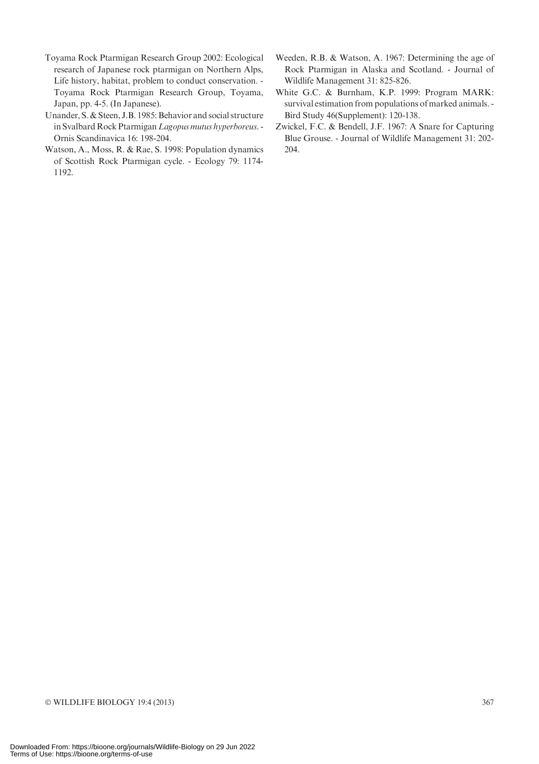Toyama Rock Ptarmigan Research Group 2002: Ecological research of Japanese rock ptarmigan on Northern Alps, Life history, habitat, problem to conduct conservation. - Toyama Rock Ptarmigan Research Group, Toyama, Japan, pp. 4-5. (In Japanese).

Unander, S. & Steen, J.B. 1985: Behavior and social structure in Svalbard Rock Ptarmigan *Lagopus mutus hyperboreus*. - Ornis Scandinavica 16: 198-204.

Watson, A., Moss, R. & Rae, S. 1998: Population dynamics of Scottish Rock Ptarmigan cycle. - Ecology 79: 1174-1192.

Weeden, R.B. & Watson, A. 1967: Determining the age of Rock Ptarmigan in Alaska and Scotland. - Journal of Wildlife Management 31: 825-826.

White G.C. & Burnham, K.P. 1999: Program MARK: survival estimation from populations of marked animals. - Bird Study 46(Supplement): 120-138.

Zwickel, F.C. & Bendell, J.F. 1967: A Snare for Capturing Blue Grouse. - Journal of Wildlife Management 31: 202-204.